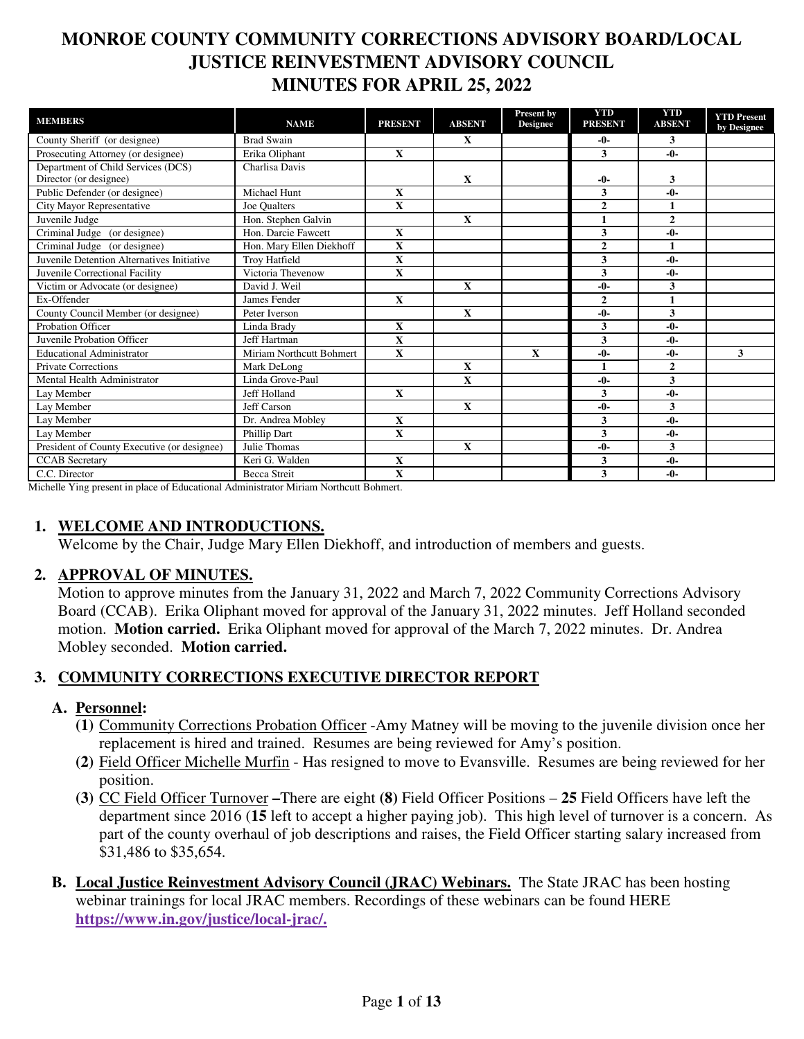# MONROE COUNTY COMMUNITY CORRECTIONS ADVISORY BOARD/LOCAL JUSTICE REINVESTMENT ADVISORY COUNCIL

# MINUTES FOR APRIL 25, 2022

| MEMBERS | NAME | PRESENT | ABSENT | Present by Designee | YTD PRESENT | YTD ABSENT | YTD Present by Designee |
|---|---|---|---|---|---|---|---|
| County Sheriff (or designee) | Brad Swain | | X | | -0- | 3 | |
| Prosecuting Attorney (or designee) | Erika Oliphant | X | | | 3 | -0- | |
| Department of Child Services (DCS) Director (or designee) | Charlisa Davis | | X | | -0- | 3 | |
| Public Defender (or designee) | Michael Hunt | X | | | 3 | -0- | |
| City Mayor Representative | Joe Qualters | X | | | 2 | 1 | |
| Juvenile Judge | Hon. Stephen Galvin | | X | | 1 | 2 | |
| Criminal Judge (or designee) | Hon. Darcie Fawcett | X | | | 3 | -0- | |
| Criminal Judge (or designee) | Hon. Mary Ellen Diekhoff | X | | | 2 | 1 | |
| Juvenile Detention Alternatives Initiative | Troy Hatfield | X | | | 3 | -0- | |
| Juvenile Correctional Facility | Victoria Thevenow | X | | | 3 | -0- | |
| Victim or Advocate (or designee) | David J. Weil | | X | | -0- | 3 | |
| Ex-Offender | James Fender | X | | | 2 | 1 | |
| County Council Member (or designee) | Peter Iverson | | X | | -0- | 3 | |
| Probation Officer | Linda Brady | X | | | 3 | -0- | |
| Juvenile Probation Officer | Jeff Hartman | X | | | 3 | -0- | |
| Educational Administrator | Miriam Northcutt Bohmert | X | | X | -0- | -0- | 3 |
| Private Corrections | Mark DeLong | | X | | 1 | 2 | |
| Mental Health Administrator | Linda Grove-Paul | | X | | -0- | 3 | |
| Lay Member | Jeff Holland | X | | | 3 | -0- | |
| Lay Member | Jeff Carson | | X | | -0- | 3 | |
| Lay Member | Dr. Andrea Mobley | X | | | 3 | -0- | |
| Lay Member | Phillip Dart | X | | | 3 | -0- | |
| President of County Executive (or designee) | Julie Thomas | | X | | -0- | 3 | |
| CCAB Secretary | Keri G. Walden | X | | | 3 | -0- | |
| C.C. Director | Becca Streit | X | | | 3 | -0- | |

Michelle Ying present in place of Educational Administrator Miriam Northcutt Bohmert.

## 1. WELCOME AND INTRODUCTIONS.

Welcome by the Chair, Judge Mary Ellen Diekhoff, and introduction of members and guests.

## 2. APPROVAL OF MINUTES.

Motion to approve minutes from the January 31, 2022 and March 7, 2022 Community Corrections Advisory Board (CCAB). Erika Oliphant moved for approval of the January 31, 2022 minutes. Jeff Holland seconded motion. **Motion carried.** Erika Oliphant moved for approval of the March 7, 2022 minutes. Dr. Andrea Mobley seconded. **Motion carried.**

## 3. COMMUNITY CORRECTIONS EXECUTIVE DIRECTOR REPORT

### A. Personnel:

**(1)** Community Corrections Probation Officer -Amy Matney will be moving to the juvenile division once her replacement is hired and trained. Resumes are being reviewed for Amy's position.

**(2)** Field Officer Michelle Murfin - Has resigned to move to Evansville. Resumes are being reviewed for her position.

**(3)** CC Field Officer Turnover **–**There are eight **(8)** Field Officer Positions – **25** Field Officers have left the department since 2016 (**15** left to accept a higher paying job). This high level of turnover is a concern. As part of the county overhaul of job descriptions and raises, the Field Officer starting salary increased from $31,486 to $35,654.

### B. Local Justice Reinvestment Advisory Council (JRAC) Webinars.

The State JRAC has been hosting webinar trainings for local JRAC members. Recordings of these webinars can be found HERE **https://www.in.gov/justice/local-jrac/.**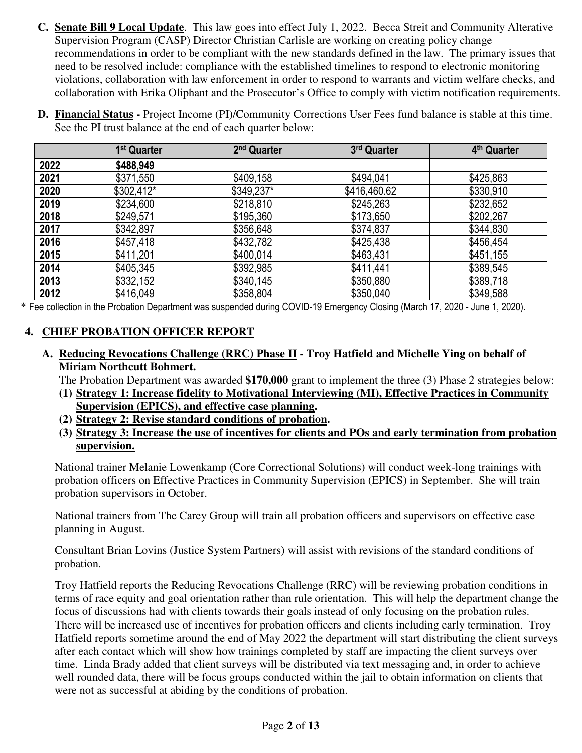C. **Senate Bill 9 Local Update**. This law goes into effect July 1, 2022. Becca Streit and Community Alterative Supervision Program (CASP) Director Christian Carlisle are working on creating policy change recommendations in order to be compliant with the new standards defined in the law. The primary issues that need to be resolved include: compliance with the established timelines to respond to electronic monitoring violations, collaboration with law enforcement in order to respond to warrants and victim welfare checks, and collaboration with Erika Oliphant and the Prosecutor's Office to comply with victim notification requirements.

D. **Financial Status -** Project Income (PI)/Community Corrections User Fees fund balance is stable at this time. See the PI trust balance at the end of each quarter below:

| | 1st Quarter | 2nd Quarter | 3rd Quarter | 4th Quarter |
|---|---|---|---|---|
| **2022** | **$488,949** | | | |
| **2021** | $371,550 | $409,158 | $494,041 | $425,863 |
| **2020** | $302,412* | $349,237* | $416,460.62 | $330,910 |
| **2019** | $234,600 | $218,810 | $245,263 | $232,652 |
| **2018** | $249,571 | $195,360 | $173,650 | $202,267 |
| **2017** | $342,897 | $356,648 | $374,837 | $344,830 |
| **2016** | $457,418 | $432,782 | $425,438 | $456,454 |
| **2015** | $411,201 | $400,014 | $463,431 | $451,155 |
| **2014** | $405,345 | $392,985 | $411,441 | $389,545 |
| **2013** | $332,152 | $340,145 | $350,880 | $389,718 |
| **2012** | $416,049 | $358,804 | $350,040 | $349,588 |

\* Fee collection in the Probation Department was suspended during COVID-19 Emergency Closing (March 17, 2020 - June 1, 2020).

## 4. CHIEF PROBATION OFFICER REPORT

### A. Reducing Revocations Challenge (RRC) Phase II - Troy Hatfield and Michelle Ying on behalf of Miriam Northcutt Bohmert.

The Probation Department was awarded **$170,000** grant to implement the three (3) Phase 2 strategies below:

**(1) Strategy 1: Increase fidelity to Motivational Interviewing (MI), Effective Practices in Community Supervision (EPICS), and effective case planning.**

**(2) Strategy 2: Revise standard conditions of probation.**

**(3) Strategy 3: Increase the use of incentives for clients and POs and early termination from probation supervision.**

National trainer Melanie Lowenkamp (Core Correctional Solutions) will conduct week-long trainings with probation officers on Effective Practices in Community Supervision (EPICS) in September. She will train probation supervisors in October.

National trainers from The Carey Group will train all probation officers and supervisors on effective case planning in August.

Consultant Brian Lovins (Justice System Partners) will assist with revisions of the standard conditions of probation.

Troy Hatfield reports the Reducing Revocations Challenge (RRC) will be reviewing probation conditions in terms of race equity and goal orientation rather than rule orientation. This will help the department change the focus of discussions had with clients towards their goals instead of only focusing on the probation rules. There will be increased use of incentives for probation officers and clients including early termination. Troy Hatfield reports sometime around the end of May 2022 the department will start distributing the client surveys after each contact which will show how trainings completed by staff are impacting the client surveys over time. Linda Brady added that client surveys will be distributed via text messaging and, in order to achieve well rounded data, there will be focus groups conducted within the jail to obtain information on clients that were not as successful at abiding by the conditions of probation.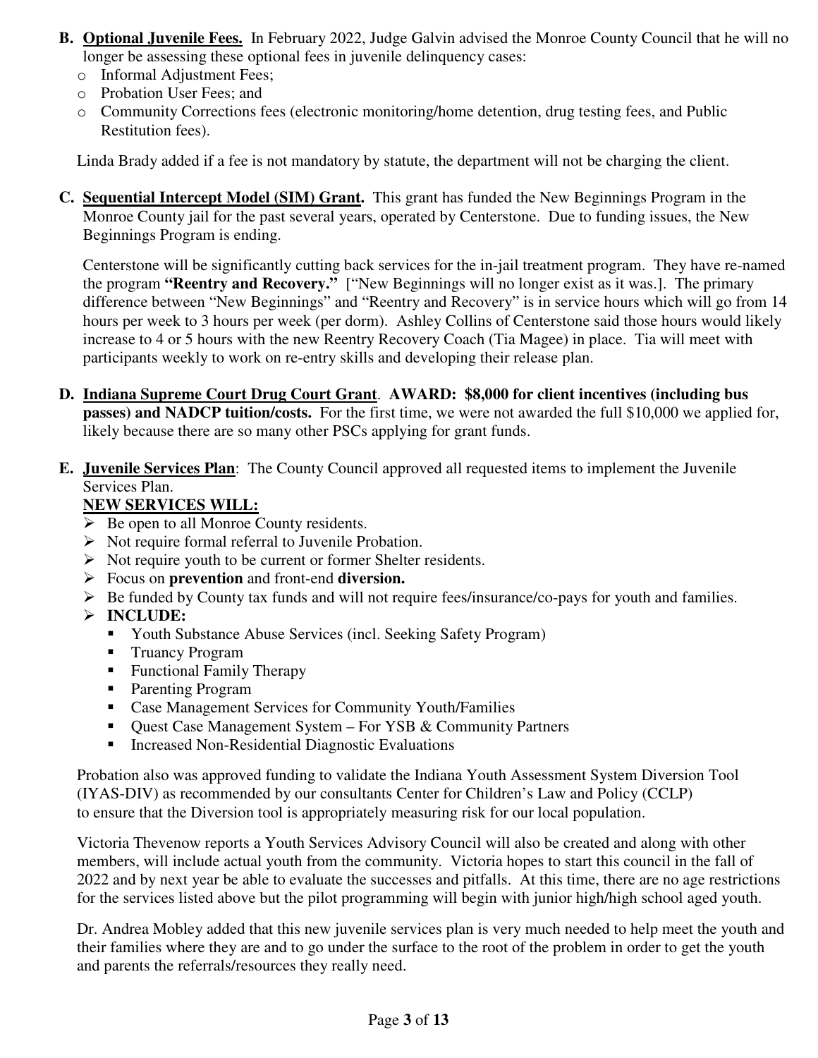**B. Optional Juvenile Fees.** In February 2022, Judge Galvin advised the Monroe County Council that he will no longer be assessing these optional fees in juvenile delinquency cases:

- Informal Adjustment Fees;
- Probation User Fees; and
- Community Corrections fees (electronic monitoring/home detention, drug testing fees, and Public Restitution fees).

Linda Brady added if a fee is not mandatory by statute, the department will not be charging the client.

**C. Sequential Intercept Model (SIM) Grant.** This grant has funded the New Beginnings Program in the Monroe County jail for the past several years, operated by Centerstone. Due to funding issues, the New Beginnings Program is ending.

Centerstone will be significantly cutting back services for the in-jail treatment program. They have re-named the program **"Reentry and Recovery."** ["New Beginnings will no longer exist as it was.]. The primary difference between "New Beginnings" and "Reentry and Recovery" is in service hours which will go from 14 hours per week to 3 hours per week (per dorm). Ashley Collins of Centerstone said those hours would likely increase to 4 or 5 hours with the new Reentry Recovery Coach (Tia Magee) in place. Tia will meet with participants weekly to work on re-entry skills and developing their release plan.

**D. Indiana Supreme Court Drug Court Grant. AWARD: $8,000 for client incentives (including bus passes) and NADCP tuition/costs.** For the first time, we were not awarded the full $10,000 we applied for, likely because there are so many other PSCs applying for grant funds.

**E. Juvenile Services Plan**: The County Council approved all requested items to implement the Juvenile Services Plan.

**NEW SERVICES WILL:**

- Be open to all Monroe County residents.
- Not require formal referral to Juvenile Probation.
- Not require youth to be current or former Shelter residents.
- Focus on **prevention** and front-end **diversion.**
- Be funded by County tax funds and will not require fees/insurance/co-pays for youth and families.
- **INCLUDE:**
  - Youth Substance Abuse Services (incl. Seeking Safety Program)
  - Truancy Program
  - Functional Family Therapy
  - Parenting Program
  - Case Management Services for Community Youth/Families
  - Quest Case Management System – For YSB & Community Partners
  - Increased Non-Residential Diagnostic Evaluations

Probation also was approved funding to validate the Indiana Youth Assessment System Diversion Tool (IYAS-DIV) as recommended by our consultants Center for Children's Law and Policy (CCLP) to ensure that the Diversion tool is appropriately measuring risk for our local population.

Victoria Thevenow reports a Youth Services Advisory Council will also be created and along with other members, will include actual youth from the community. Victoria hopes to start this council in the fall of 2022 and by next year be able to evaluate the successes and pitfalls. At this time, there are no age restrictions for the services listed above but the pilot programming will begin with junior high/high school aged youth.

Dr. Andrea Mobley added that this new juvenile services plan is very much needed to help meet the youth and their families where they are and to go under the surface to the root of the problem in order to get the youth and parents the referrals/resources they really need.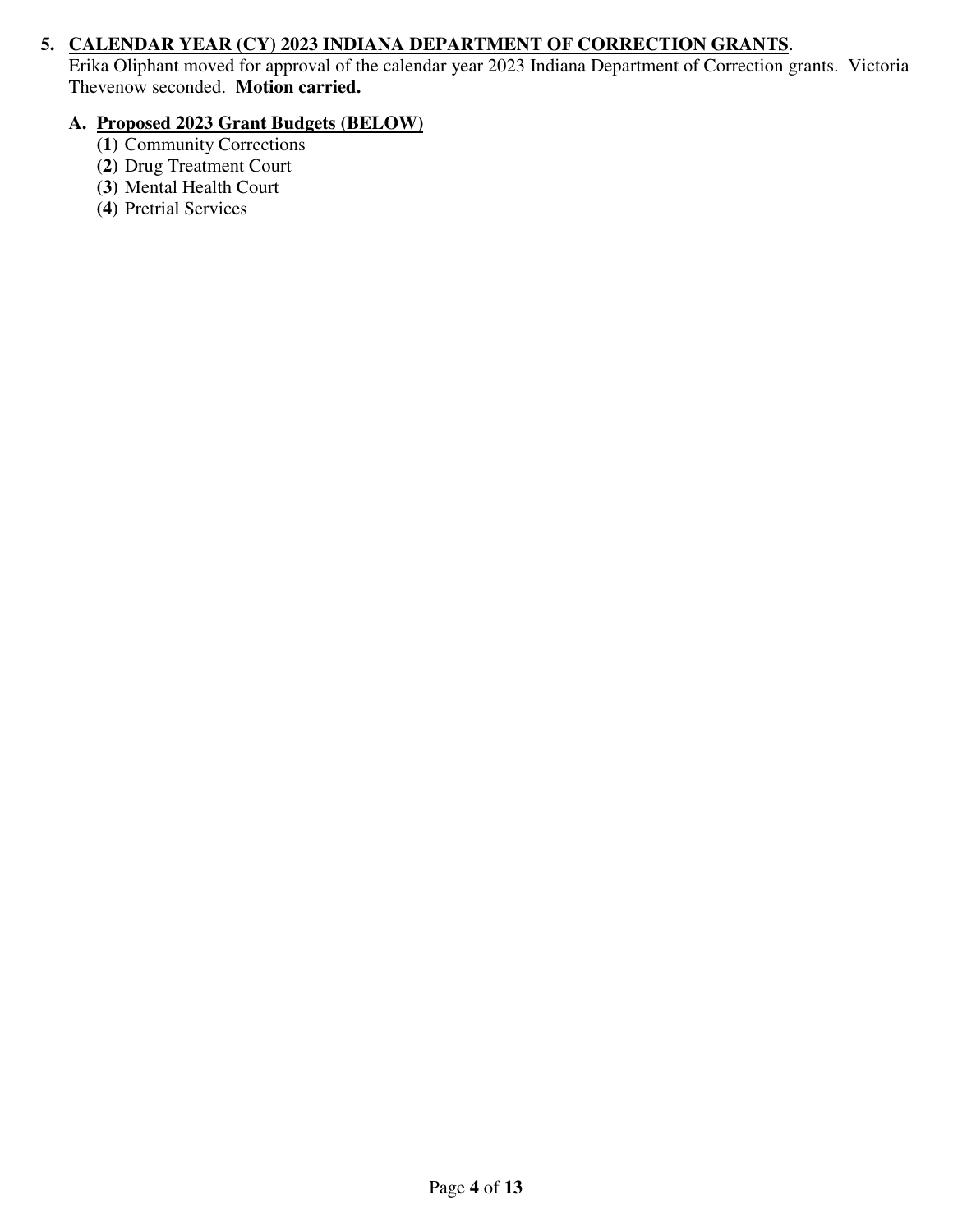5. **CALENDAR YEAR (CY) 2023 INDIANA DEPARTMENT OF CORRECTION GRANTS**.
   Erika Oliphant moved for approval of the calendar year 2023 Indiana Department of Correction grants. Victoria Thevenow seconded. **Motion carried.**

   **A. Proposed 2023 Grant Budgets (BELOW)**
   - **(1)** Community Corrections
   - **(2)** Drug Treatment Court
   - **(3)** Mental Health Court
   - **(4)** Pretrial Services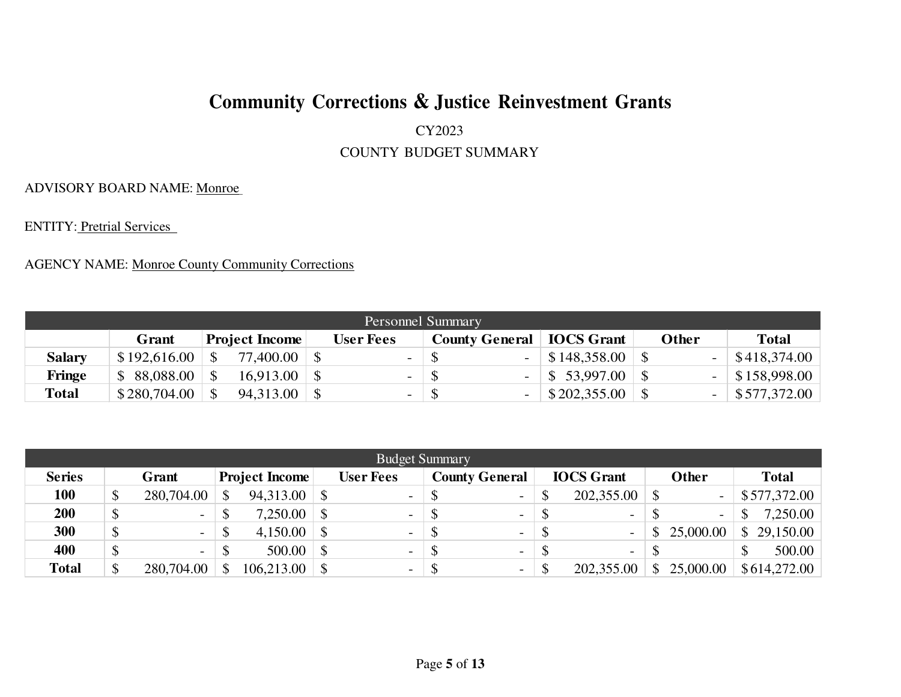# Community Corrections & Justice Reinvestment Grants

CY2023

COUNTY BUDGET SUMMARY

ADVISORY BOARD NAME: Monroe

ENTITY: Pretrial Services

AGENCY NAME: Monroe County Community Corrections

| Personnel Summary | | | | | | | |
|---|---|---|---|---|---|---|---|
| | **Grant** | **Project Income** | **User Fees** | **County General** | **IOCS Grant** | **Other** | **Total** |
| **Salary** | $ 192,616.00 | $ 77,400.00 | $ - | $ - | $ 148,358.00 | $ - | $ 418,374.00 |
| **Fringe** | $ 88,088.00 | $ 16,913.00 | $ - | $ - | $ 53,997.00 | $ - | $ 158,998.00 |
| **Total** | $ 280,704.00 | $ 94,313.00 | $ - | $ - | $ 202,355.00 | $ - | $ 577,372.00 |

| Budget Summary | | | | | | | |
|---|---|---|---|---|---|---|---|
| **Series** | **Grant** | **Project Income** | **User Fees** | **County General** | **IOCS Grant** | **Other** | **Total** |
| **100** | $ 280,704.00 | $ 94,313.00 | $ - | $ - | $ 202,355.00 | $ - | $ 577,372.00 |
| **200** | $ - | $ 7,250.00 | $ - | $ - | $ - | $ - | $ 7,250.00 |
| **300** | $ - | $ 4,150.00 | $ - | $ - | $ - | $ 25,000.00 | $ 29,150.00 |
| **400** | $ - | $ 500.00 | $ - | $ - | $ - | $ | $ 500.00 |
| **Total** | $ 280,704.00 | $ 106,213.00 | $ - | $ - | $ 202,355.00 | $ 25,000.00 | $ 614,272.00 |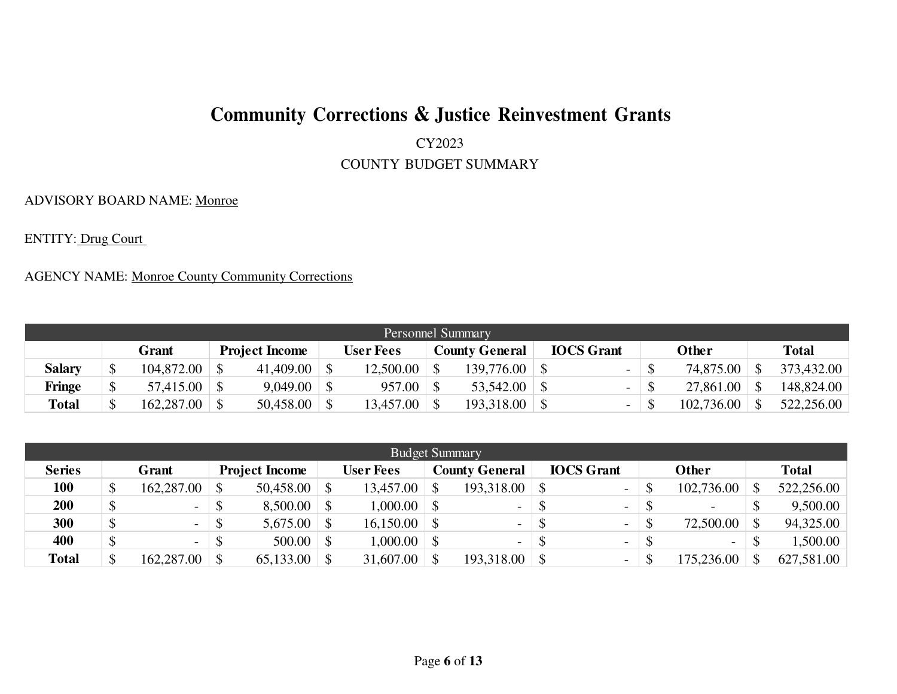# Community Corrections & Justice Reinvestment Grants

CY2023

COUNTY BUDGET SUMMARY

ADVISORY BOARD NAME: Monroe

ENTITY: Drug Court

AGENCY NAME: Monroe County Community Corrections

| Personnel Summary | | | | | | | |
|---|---|---|---|---|---|---|---|
| | **Grant** | **Project Income** | **User Fees** | **County General** | **IOCS Grant** | **Other** | **Total** |
| **Salary** | $ 104,872.00 | $ 41,409.00 | $ 12,500.00 | $ 139,776.00 | $ - | $ 74,875.00 | $ 373,432.00 |
| **Fringe** | $ 57,415.00 | $ 9,049.00 | $ 957.00 | $ 53,542.00 | $ - | $ 27,861.00 | $ 148,824.00 |
| **Total** | $ 162,287.00 | $ 50,458.00 | $ 13,457.00 | $ 193,318.00 | $ - | $ 102,736.00 | $ 522,256.00 |

| Budget Summary | | | | | | | |
|---|---|---|---|---|---|---|---|
| **Series** | **Grant** | **Project Income** | **User Fees** | **County General** | **IOCS Grant** | **Other** | **Total** |
| **100** | $ 162,287.00 | $ 50,458.00 | $ 13,457.00 | $ 193,318.00 | $ - | $ 102,736.00 | $ 522,256.00 |
| **200** | $ - | $ 8,500.00 | $ 1,000.00 | $ - | $ - | $ - | $ 9,500.00 |
| **300** | $ - | $ 5,675.00 | $ 16,150.00 | $ - | $ - | $ 72,500.00 | $ 94,325.00 |
| **400** | $ - | $ 500.00 | $ 1,000.00 | $ - | $ - | $ - | $ 1,500.00 |
| **Total** | $ 162,287.00 | $ 65,133.00 | $ 31,607.00 | $ 193,318.00 | $ - | $ 175,236.00 | $ 627,581.00 |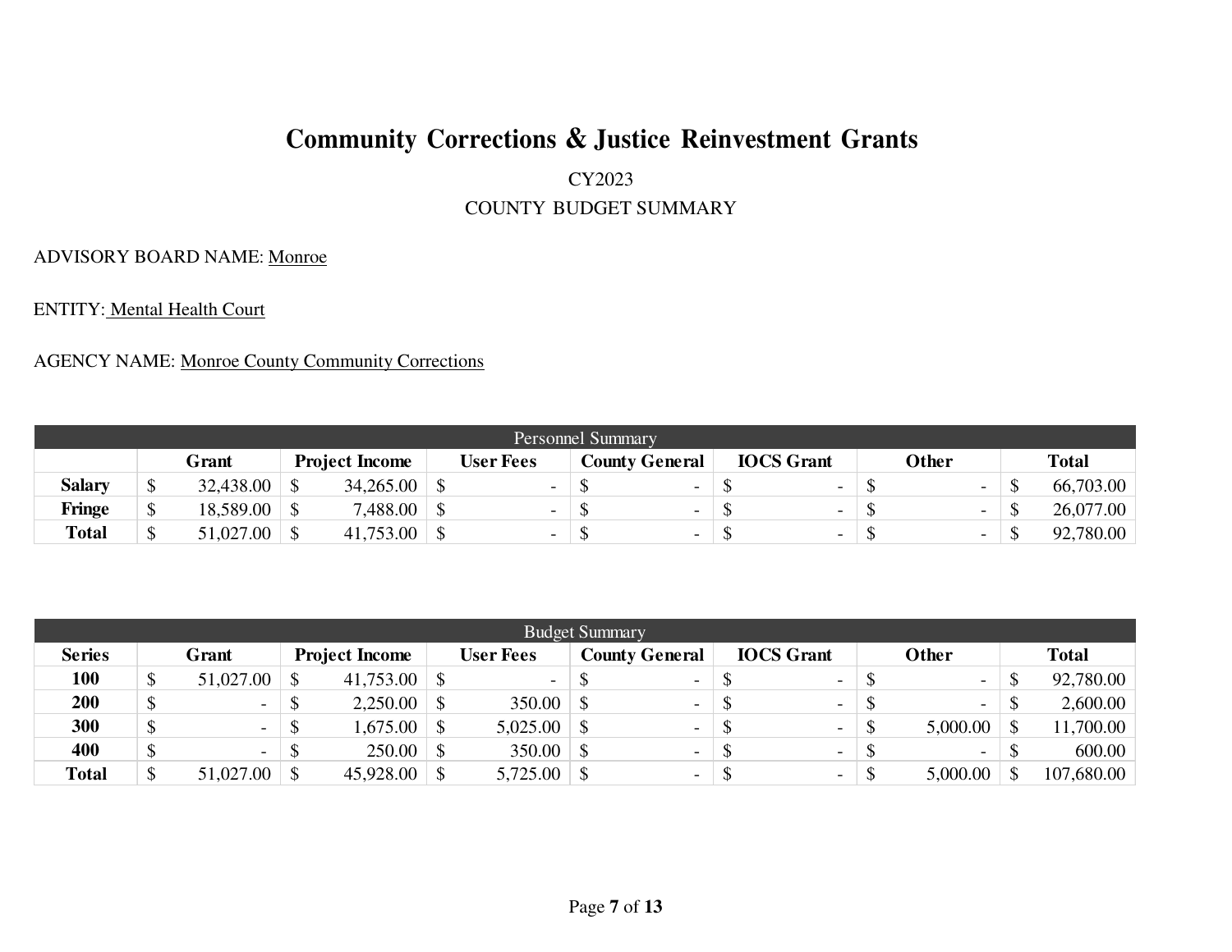# Community Corrections & Justice Reinvestment Grants

CY2023

COUNTY BUDGET SUMMARY

ADVISORY BOARD NAME: Monroe

ENTITY: Mental Health Court

AGENCY NAME: Monroe County Community Corrections

| Personnel Summary | | | | | | | |
|---|---|---|---|---|---|---|---|
| | Grant | Project Income | User Fees | County General | IOCS Grant | Other | Total |
| Salary | $ 32,438.00 | $ 34,265.00 | $ - | $ - | $ - | $ - | $ 66,703.00 |
| Fringe | $ 18,589.00 | $ 7,488.00 | $ - | $ - | $ - | $ - | $ 26,077.00 |
| Total | $ 51,027.00 | $ 41,753.00 | $ - | $ - | $ - | $ - | $ 92,780.00 |

| Budget Summary | | | | | | | |
|---|---|---|---|---|---|---|---|
| Series | Grant | Project Income | User Fees | County General | IOCS Grant | Other | Total |
| 100 | $ 51,027.00 | $ 41,753.00 | $ - | $ - | $ - | $ - | $ 92,780.00 |
| 200 | $ - | $ 2,250.00 | $ 350.00 | $ - | $ - | $ - | $ 2,600.00 |
| 300 | $ - | $ 1,675.00 | $ 5,025.00 | $ - | $ - | $ 5,000.00 | $ 11,700.00 |
| 400 | $ - | $ 250.00 | $ 350.00 | $ - | $ - | $ - | $ 600.00 |
| Total | $ 51,027.00 | $ 45,928.00 | $ 5,725.00 | $ - | $ - | $ 5,000.00 | $ 107,680.00 |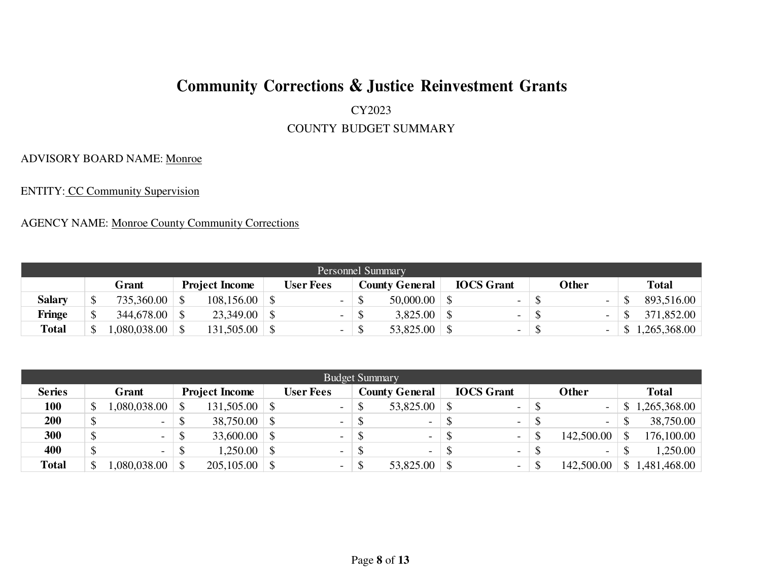# Community Corrections & Justice Reinvestment Grants

CY2023

COUNTY BUDGET SUMMARY

ADVISORY BOARD NAME: Monroe

ENTITY: CC Community Supervision

AGENCY NAME: Monroe County Community Corrections

| Personnel Summary | | | | | | | |
|---|---|---|---|---|---|---|---|
| | **Grant** | **Project Income** | **User Fees** | **County General** | **IOCS Grant** | **Other** | **Total** |
| **Salary** | $ 735,360.00 | $ 108,156.00 | $ - | $ 50,000.00 | $ - | $ - | $ 893,516.00 |
| **Fringe** | $ 344,678.00 | $ 23,349.00 | $ - | $ 3,825.00 | $ - | $ - | $ 371,852.00 |
| **Total** | $ 1,080,038.00 | $ 131,505.00 | $ - | $ 53,825.00 | $ - | $ - | $ 1,265,368.00 |

| Budget Summary | | | | | | | |
|---|---|---|---|---|---|---|---|
| **Series** | **Grant** | **Project Income** | **User Fees** | **County General** | **IOCS Grant** | **Other** | **Total** |
| **100** | $ 1,080,038.00 | $ 131,505.00 | $ - | $ 53,825.00 | $ - | $ - | $ 1,265,368.00 |
| **200** | $ - | $ 38,750.00 | $ - | $ - | $ - | $ - | $ 38,750.00 |
| **300** | $ - | $ 33,600.00 | $ - | $ - | $ - | $ 142,500.00 | $ 176,100.00 |
| **400** | $ - | $ 1,250.00 | $ - | $ - | $ - | $ - | $ 1,250.00 |
| **Total** | $ 1,080,038.00 | $ 205,105.00 | $ - | $ 53,825.00 | $ - | $ 142,500.00 | $ 1,481,468.00 |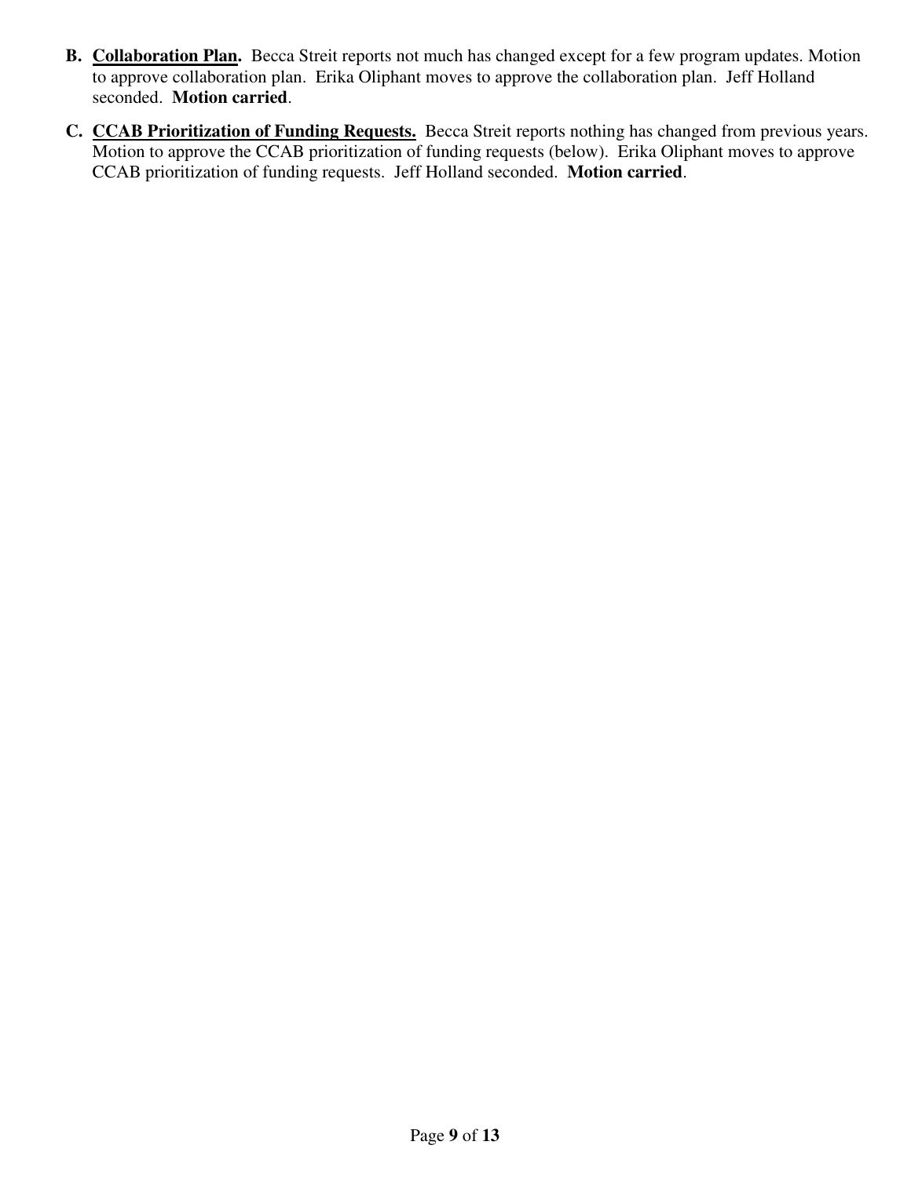**B. <u>Collaboration Plan.</u>** Becca Streit reports not much has changed except for a few program updates. Motion to approve collaboration plan. Erika Oliphant moves to approve the collaboration plan. Jeff Holland seconded. **Motion carried**.

**C. <u>CCAB Prioritization of Funding Requests.</u>** Becca Streit reports nothing has changed from previous years. Motion to approve the CCAB prioritization of funding requests (below). Erika Oliphant moves to approve CCAB prioritization of funding requests. Jeff Holland seconded. **Motion carried**.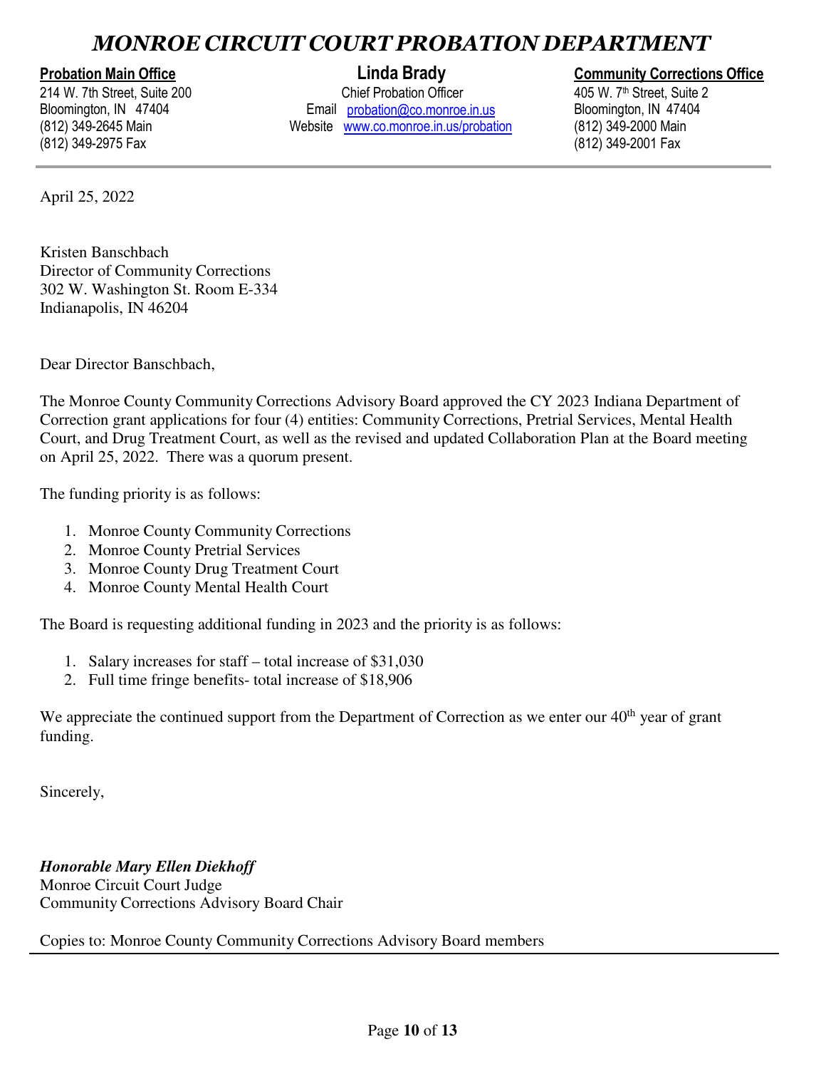# *MONROE CIRCUIT COURT PROBATION DEPARTMENT*

**Probation Main Office**
214 W. 7th Street, Suite 200
Bloomington, IN 47404
(812) 349-2645 Main
(812) 349-2975 Fax

**Linda Brady**
Chief Probation Officer
Email probation@co.monroe.in.us
Website www.co.monroe.in.us/probation

**Community Corrections Office**
405 W. 7th Street, Suite 2
Bloomington, IN 47404
(812) 349-2000 Main
(812) 349-2001 Fax

---

April 25, 2022

Kristen Banschbach
Director of Community Corrections
302 W. Washington St. Room E-334
Indianapolis, IN 46204

Dear Director Banschbach,

The Monroe County Community Corrections Advisory Board approved the CY 2023 Indiana Department of Correction grant applications for four (4) entities: Community Corrections, Pretrial Services, Mental Health Court, and Drug Treatment Court, as well as the revised and updated Collaboration Plan at the Board meeting on April 25, 2022. There was a quorum present.

The funding priority is as follows:

1. Monroe County Community Corrections
2. Monroe County Pretrial Services
3. Monroe County Drug Treatment Court
4. Monroe County Mental Health Court

The Board is requesting additional funding in 2023 and the priority is as follows:

1. Salary increases for staff – total increase of $31,030
2. Full time fringe benefits- total increase of $18,906

We appreciate the continued support from the Department of Correction as we enter our 40th year of grant funding.

Sincerely,

***Honorable Mary Ellen Diekhoff***
Monroe Circuit Court Judge
Community Corrections Advisory Board Chair

Copies to: Monroe County Community Corrections Advisory Board members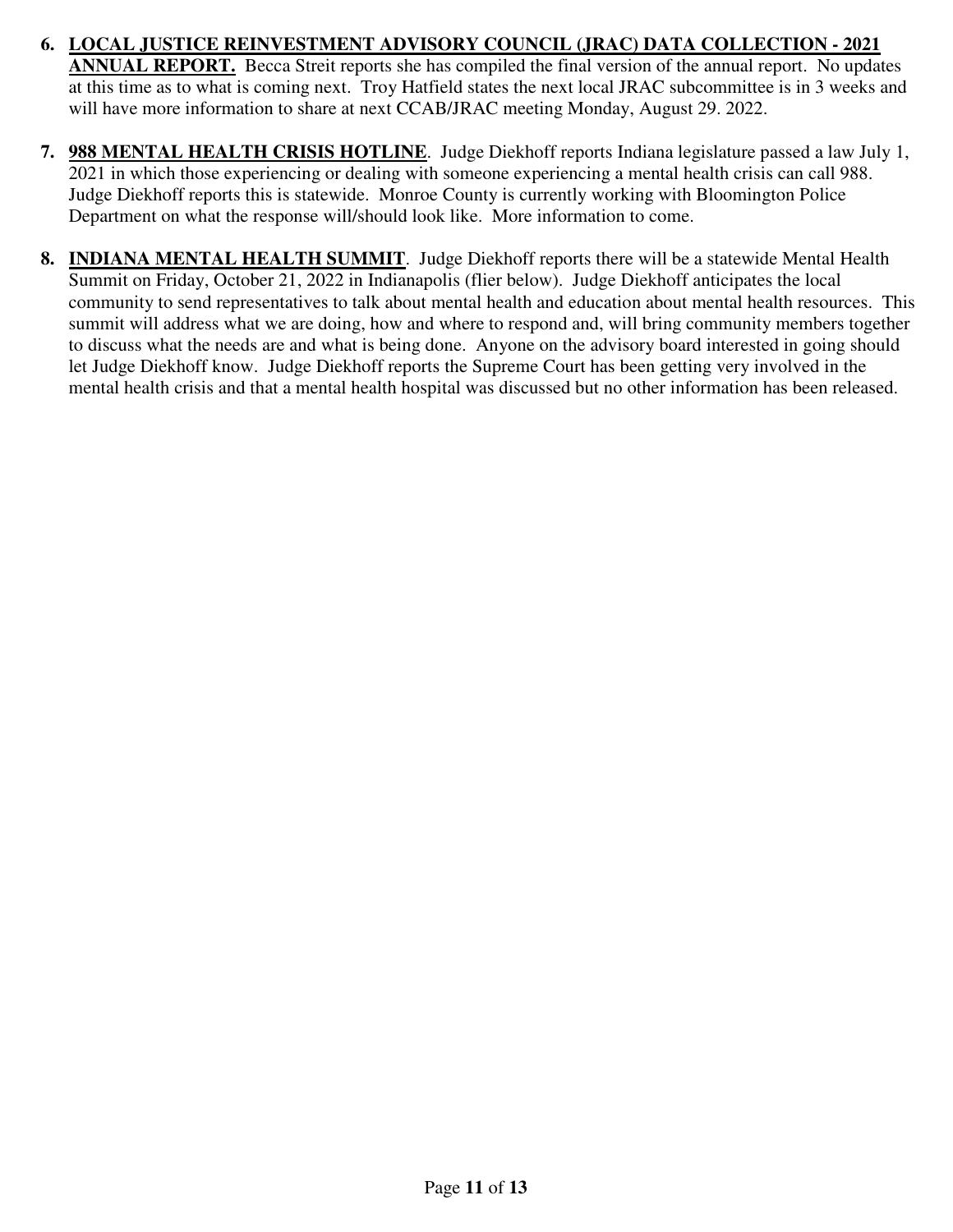6. **LOCAL JUSTICE REINVESTMENT ADVISORY COUNCIL (JRAC) DATA COLLECTION - 2021 ANNUAL REPORT.** Becca Streit reports she has compiled the final version of the annual report. No updates at this time as to what is coming next. Troy Hatfield states the next local JRAC subcommittee is in 3 weeks and will have more information to share at next CCAB/JRAC meeting Monday, August 29. 2022.

7. **988 MENTAL HEALTH CRISIS HOTLINE**. Judge Diekhoff reports Indiana legislature passed a law July 1, 2021 in which those experiencing or dealing with someone experiencing a mental health crisis can call 988. Judge Diekhoff reports this is statewide. Monroe County is currently working with Bloomington Police Department on what the response will/should look like. More information to come.

8. **INDIANA MENTAL HEALTH SUMMIT**. Judge Diekhoff reports there will be a statewide Mental Health Summit on Friday, October 21, 2022 in Indianapolis (flier below). Judge Diekhoff anticipates the local community to send representatives to talk about mental health and education about mental health resources. This summit will address what we are doing, how and where to respond and, will bring community members together to discuss what the needs are and what is being done. Anyone on the advisory board interested in going should let Judge Diekhoff know. Judge Diekhoff reports the Supreme Court has been getting very involved in the mental health crisis and that a mental health hospital was discussed but no other information has been released.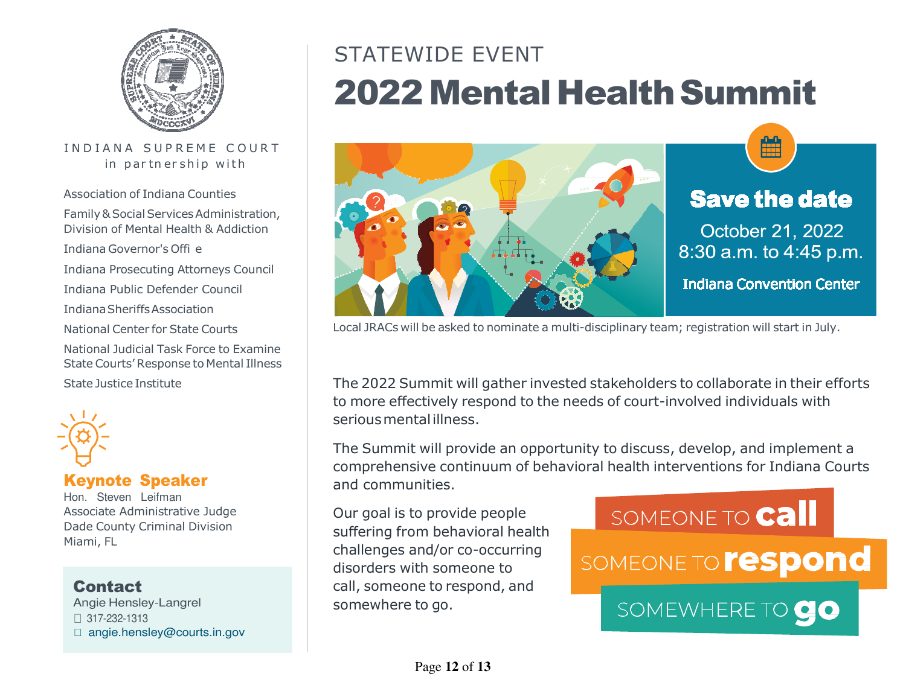INDIANA SUPREME COURT
in partnership with

Association of Indiana Counties

Family & Social Services Administration, Division of Mental Health & Addiction

Indiana Governor's Offi e

Indiana Prosecuting Attorneys Council

Indiana Public Defender Council

Indiana Sheriffs Association

National Center for State Courts

National Judicial Task Force to Examine State Courts' Response to Mental Illness

State Justice Institute

**Keynote Speaker**
Hon. Steven Leifman
Associate Administrative Judge
Dade County Criminal Division
Miami, FL

**Contact**
Angie Hensley-Langrel
317-232-1313
angie.hensley@courts.in.gov

STATEWIDE EVENT

# 2022 Mental Health Summit

**Save the date**
October 21, 2022
8:30 a.m. to 4:45 p.m.
Indiana Convention Center

Local JRACs will be asked to nominate a multi-disciplinary team; registration will start in July.

The 2022 Summit will gather invested stakeholders to collaborate in their efforts to more effectively respond to the needs of court-involved individuals with serious mental illness.

The Summit will provide an opportunity to discuss, develop, and implement a comprehensive continuum of behavioral health interventions for Indiana Courts and communities.

Our goal is to provide people suffering from behavioral health challenges and/or co-occurring disorders with someone to call, someone to respond, and somewhere to go.

SOMEONE TO **call**
SOMEONE TO **respond**
SOMEWHERE TO **go**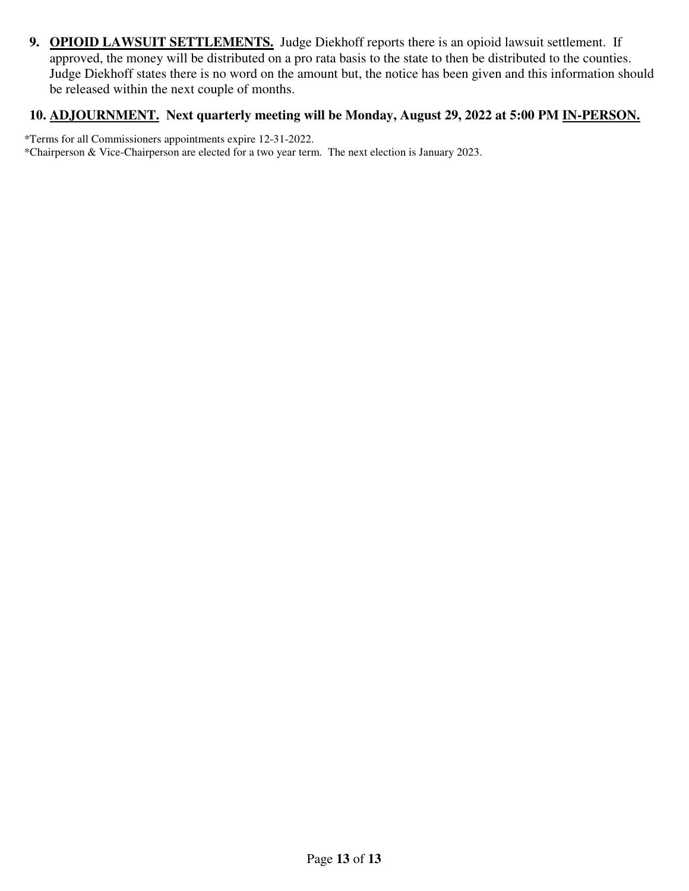9. **OPIOID LAWSUIT SETTLEMENTS.** Judge Diekhoff reports there is an opioid lawsuit settlement. If approved, the money will be distributed on a pro rata basis to the state to then be distributed to the counties. Judge Diekhoff states there is no word on the amount but, the notice has been given and this information should be released within the next couple of months.

10. **ADJOURNMENT. Next quarterly meeting will be Monday, August 29, 2022 at 5:00 PM IN-PERSON.**

*Terms for all Commissioners appointments expire 12-31-2022.
*Chairperson & Vice-Chairperson are elected for a two year term. The next election is January 2023.